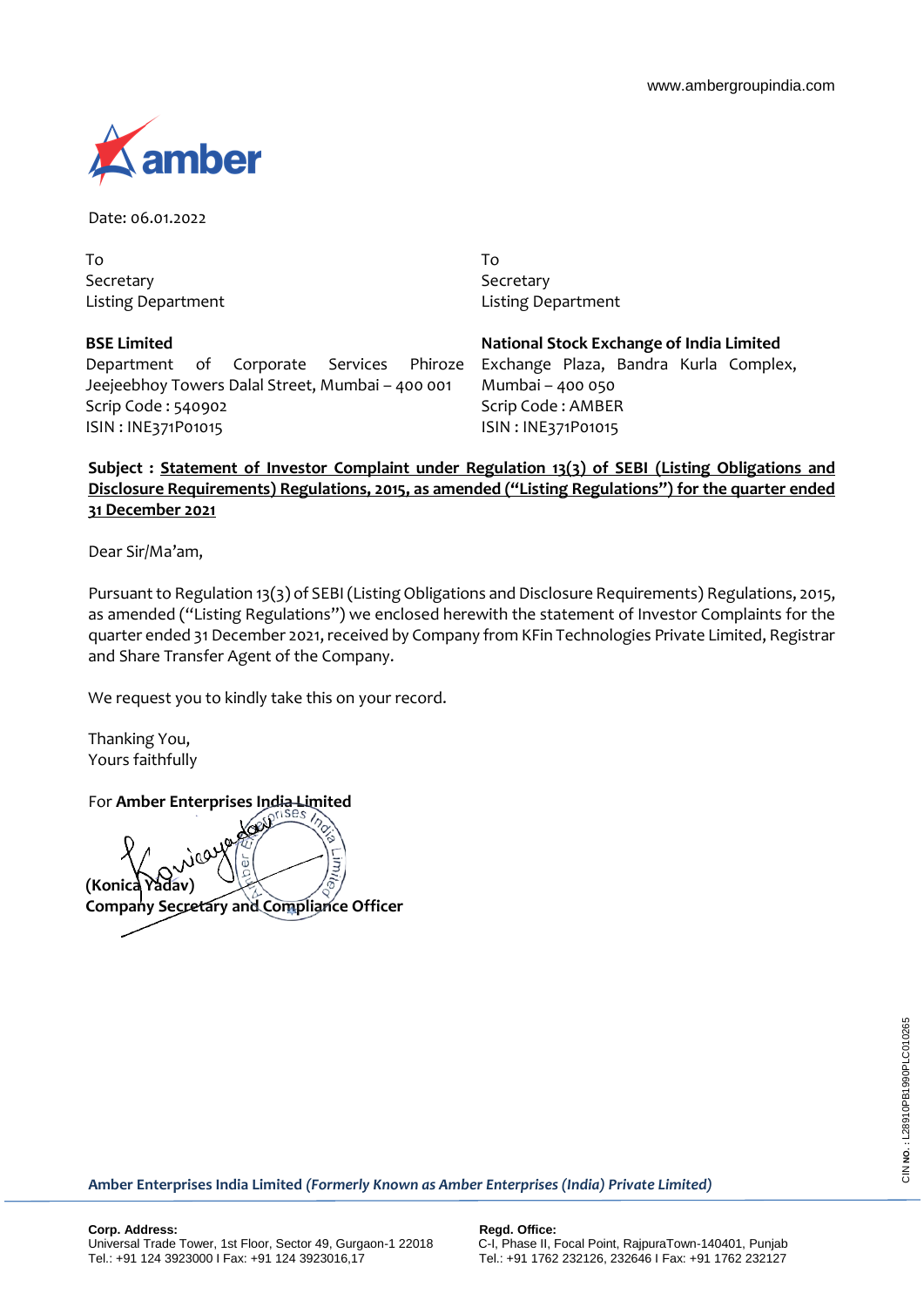www.ambergroupindia.com

amber

Date: 06.01.2022

To
Secretary
Listing Department

**BSE Limited**
Department of Corporate Services Phiroze Jeejeebhoy Towers Dalal Street, Mumbai – 400 001
Scrip Code : 540902
ISIN : INE371P01015

To
Secretary
Listing Department

**National Stock Exchange of India Limited**
Exchange Plaza, Bandra Kurla Complex, Mumbai – 400 050
Scrip Code : AMBER
ISIN : INE371P01015

**Subject : Statement of Investor Complaint under Regulation 13(3) of SEBI (Listing Obligations and Disclosure Requirements) Regulations, 2015, as amended ("Listing Regulations") for the quarter ended 31 December 2021**

Dear Sir/Ma'am,

Pursuant to Regulation 13(3) of SEBI (Listing Obligations and Disclosure Requirements) Regulations, 2015, as amended ("Listing Regulations") we enclosed herewith the statement of Investor Complaints for the quarter ended 31 December 2021, received by Company from KFin Technologies Private Limited, Registrar and Share Transfer Agent of the Company.

We request you to kindly take this on your record.

Thanking You,
Yours faithfully

For **Amber Enterprises India Limited**

**(Konica Yadav)**
**Company Secretary and Compliance Officer**

**Amber Enterprises India Limited** ***(Formerly Known as Amber Enterprises (India) Private Limited)***

**Corp. Address:**
Universal Trade Tower, 1st Floor, Sector 49, Gurgaon-1 22018
Tel.: +91 124 3923000 I Fax: +91 124 3923016,17

**Regd. Office:**
C-I, Phase II, Focal Point, RajpuraTown-140401, Punjab
Tel.: +91 1762 232126, 232646 I Fax: +91 1762 232127

CIN No.: L28910PB1990PLC010265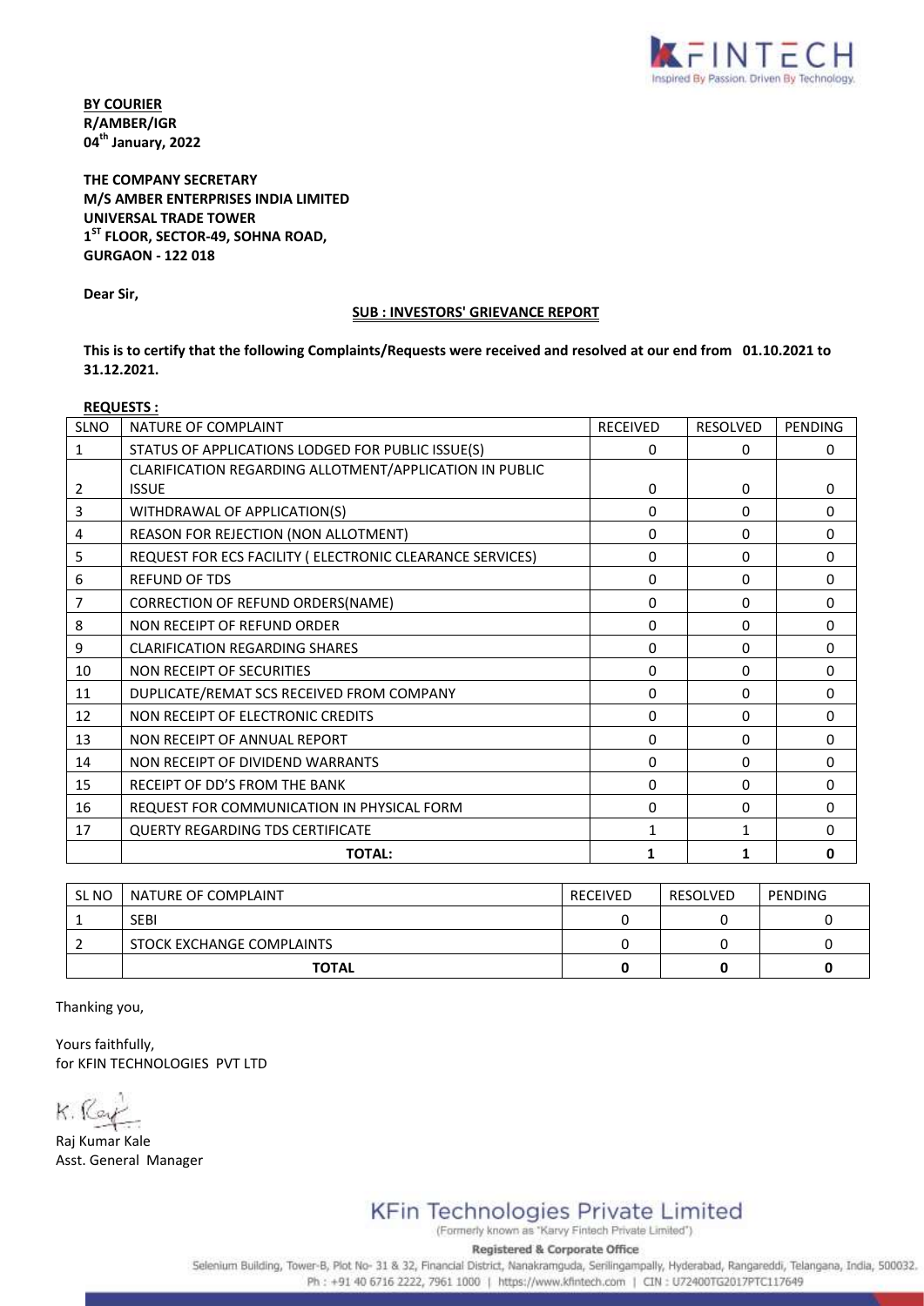**BY COURIER**
**R/AMBER/IGR**
**04th January, 2022**

**THE COMPANY SECRETARY**
**M/S AMBER ENTERPRISES INDIA LIMITED**
**UNIVERSAL TRADE TOWER**
**1ST FLOOR, SECTOR-49, SOHNA ROAD,**
**GURGAON - 122 018**

**Dear Sir,**

**SUB : INVESTORS' GRIEVANCE REPORT**

**This is to certify that the following Complaints/Requests were received and resolved at our end from 01.10.2021 to 31.12.2021.**

**REQUESTS :**

| SLNO | NATURE OF COMPLAINT | RECEIVED | RESOLVED | PENDING |
|---|---|---|---|---|
| 1 | STATUS OF APPLICATIONS LODGED FOR PUBLIC ISSUE(S) | 0 | 0 | 0 |
| 2 | CLARIFICATION REGARDING ALLOTMENT/APPLICATION IN PUBLIC ISSUE | 0 | 0 | 0 |
| 3 | WITHDRAWAL OF APPLICATION(S) | 0 | 0 | 0 |
| 4 | REASON FOR REJECTION (NON ALLOTMENT) | 0 | 0 | 0 |
| 5 | REQUEST FOR ECS FACILITY ( ELECTRONIC CLEARANCE SERVICES) | 0 | 0 | 0 |
| 6 | REFUND OF TDS | 0 | 0 | 0 |
| 7 | CORRECTION OF REFUND ORDERS(NAME) | 0 | 0 | 0 |
| 8 | NON RECEIPT OF REFUND ORDER | 0 | 0 | 0 |
| 9 | CLARIFICATION REGARDING SHARES | 0 | 0 | 0 |
| 10 | NON RECEIPT OF SECURITIES | 0 | 0 | 0 |
| 11 | DUPLICATE/REMAT SCS RECEIVED FROM COMPANY | 0 | 0 | 0 |
| 12 | NON RECEIPT OF ELECTRONIC CREDITS | 0 | 0 | 0 |
| 13 | NON RECEIPT OF ANNUAL REPORT | 0 | 0 | 0 |
| 14 | NON RECEIPT OF DIVIDEND WARRANTS | 0 | 0 | 0 |
| 15 | RECEIPT OF DD'S FROM THE BANK | 0 | 0 | 0 |
| 16 | REQUEST FOR COMMUNICATION IN PHYSICAL FORM | 0 | 0 | 0 |
| 17 | QUERTY REGARDING TDS CERTIFICATE | 1 | 1 | 0 |
| | **TOTAL:** | **1** | **1** | **0** |

| SL NO | NATURE OF COMPLAINT | RECEIVED | RESOLVED | PENDING |
|---|---|---|---|---|
| 1 | SEBI | 0 | 0 | 0 |
| 2 | STOCK EXCHANGE COMPLAINTS | 0 | 0 | 0 |
| | **TOTAL** | **0** | **0** | **0** |

Thanking you,

Yours faithfully,
for KFIN TECHNOLOGIES PVT LTD

Raj Kumar Kale
Asst. General Manager

KFin Technologies Private Limited
(Formerly known as "Karvy Fintech Private Limited")

Registered & Corporate Office
Selenium Building, Tower-B, Plot No- 31 & 32, Financial District, Nanakramguda, Serilingampally, Hyderabad, Rangareddi, Telangana, India, 500032.
Ph : +91 40 6716 2222, 7961 1000 | https://www.kfintech.com | CIN : U72400TG2017PTC117649